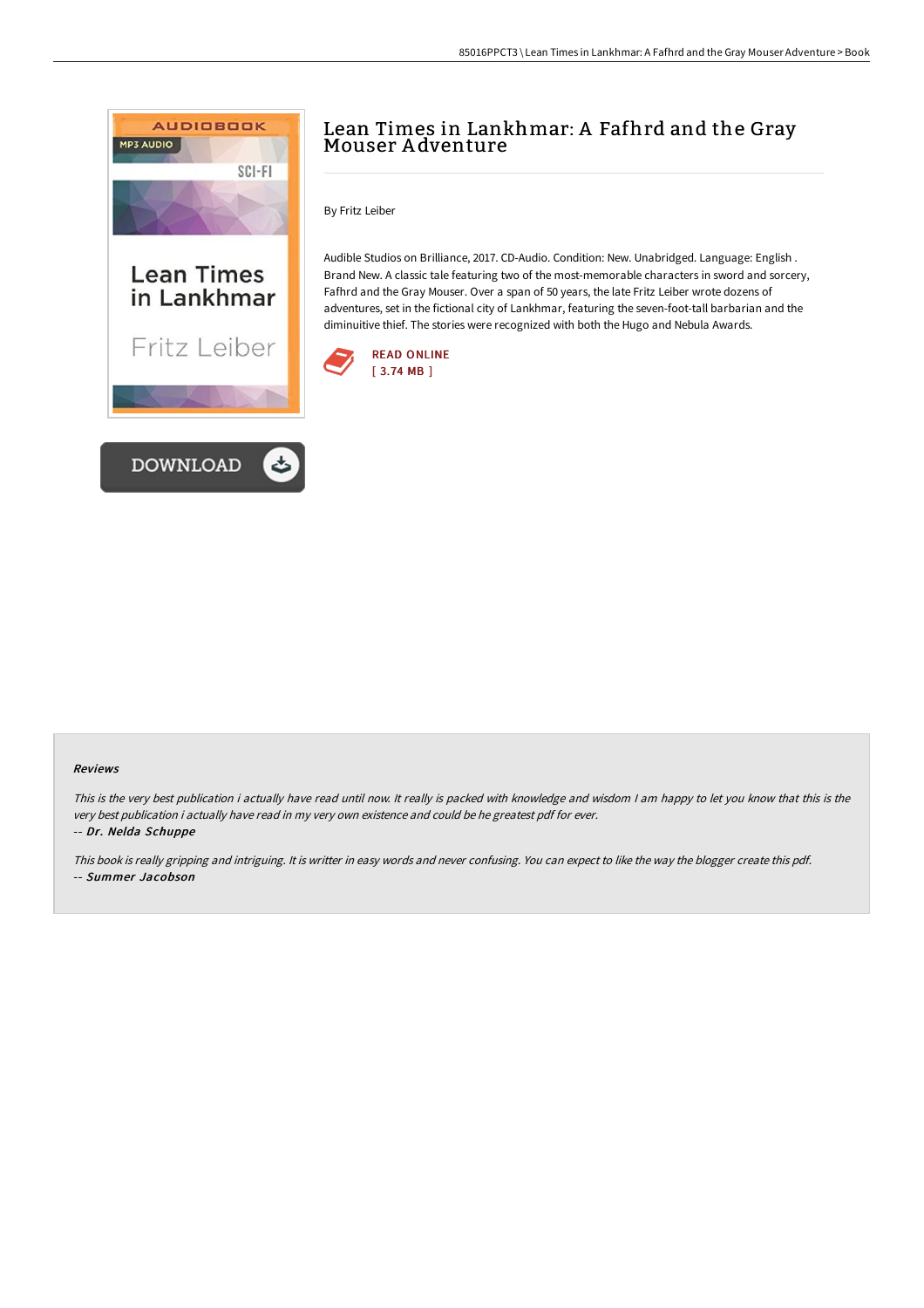# Lean Times in Lankhmar: A Fafhrd and the Gray Mouser Adventure

By Fritz Leiber

Audible Studios on Brilliance, 2017. CD-Audio. Condition: New. Unabridged. Language: English . Brand New. A classic tale featuring two of the most-memorable characters in sword and sorcery, Fafhrd and the Gray Mouser. Over a span of 50 years, the late Fritz Leiber wrote dozens of adventures, set in the fictional city of Lankhmar, featuring the seven-foot-tall barbarian and the diminuitive thief. The stories were recognized with both the Hugo and Nebula Awards.

READ ONLINE
[ 3.74 MB ]

DOWNLOAD

### Reviews

*This is the very best publication i actually have read until now. It really is packed with knowledge and wisdom I am happy to let you know that this is the very best publication i actually have read in my very own existence and could be he greatest pdf for ever.*

-- ***Dr. Nelda Schuppe***

*This book is really gripping and intriguing. It is writter in easy words and never confusing. You can expect to like the way the blogger create this pdf.*

-- ***Summer Jacobson***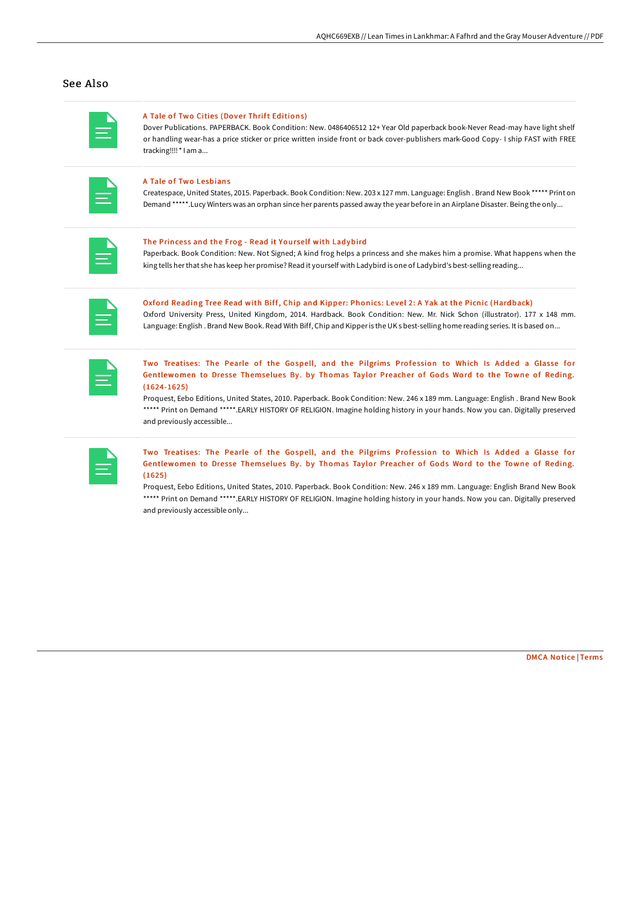## See Also

### A Tale of Two Cities (Dover Thrift Editions)

Dover Publications. PAPERBACK. Book Condition: New. 0486406512 12+ Year Old paperback book-Never Read-may have light shelf or handling wear-has a price sticker or price written inside front or back cover-publishers mark-Good Copy- I ship FAST with FREE tracking!!!! * I am a...

### A Tale of Two Lesbians

Createspace, United States, 2015. Paperback. Book Condition: New. 203 x 127 mm. Language: English . Brand New Book ***** Print on Demand *****.Lucy Winters was an orphan since her parents passed away the year before in an Airplane Disaster. Being the only...

### The Princess and the Frog - Read it Yourself with Ladybird

Paperback. Book Condition: New. Not Signed; A kind frog helps a princess and she makes him a promise. What happens when the king tells her that she has keep her promise? Read it yourself with Ladybird is one of Ladybird's best-selling reading...

### Oxford Reading Tree Read with Biff, Chip and Kipper: Phonics: Level 2: A Yak at the Picnic (Hardback)

Oxford University Press, United Kingdom, 2014. Hardback. Book Condition: New. Mr. Nick Schon (illustrator). 177 x 148 mm. Language: English . Brand New Book. Read With Biff, Chip and Kipper is the UK s best-selling home reading series. It is based on...

### Two Treatises: The Pearle of the Gospell, and the Pilgrims Profession to Which Is Added a Glasse for Gentlewomen to Dresse Themselues By. by Thomas Taylor Preacher of Gods Word to the Towne of Reding. (1624-1625)

Proquest, Eebo Editions, United States, 2010. Paperback. Book Condition: New. 246 x 189 mm. Language: English . Brand New Book ***** Print on Demand *****.EARLY HISTORY OF RELIGION. Imagine holding history in your hands. Now you can. Digitally preserved and previously accessible...

### Two Treatises: The Pearle of the Gospell, and the Pilgrims Profession to Which Is Added a Glasse for Gentlewomen to Dresse Themselues By. by Thomas Taylor Preacher of Gods Word to the Towne of Reding. (1625)

Proquest, Eebo Editions, United States, 2010. Paperback. Book Condition: New. 246 x 189 mm. Language: English Brand New Book ***** Print on Demand *****.EARLY HISTORY OF RELIGION. Imagine holding history in your hands. Now you can. Digitally preserved and previously accessible only...

DMCA Notice | Terms